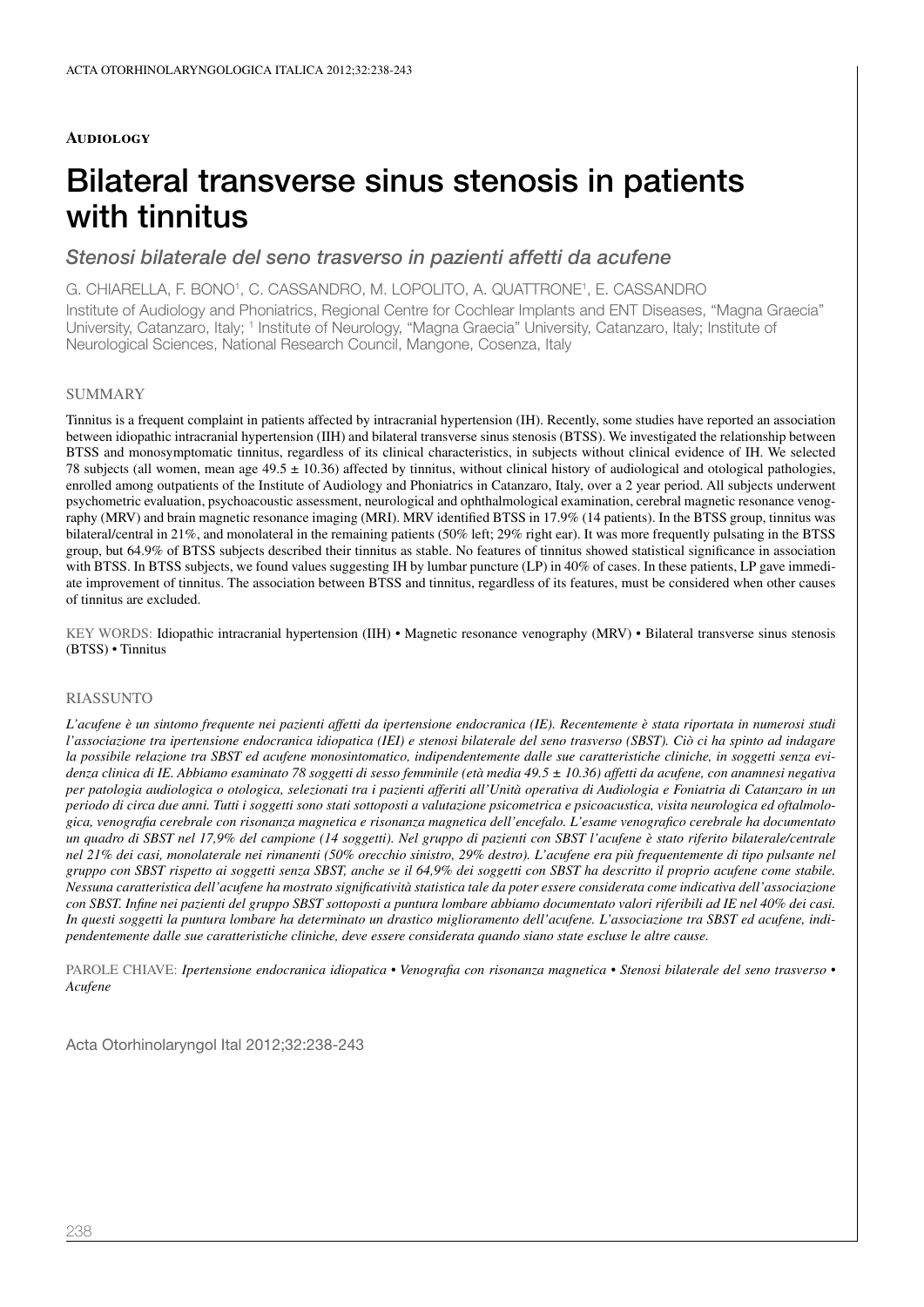**Audiology**

# Bilateral transverse sinus stenosis in patients with tinnitus

## *Stenosi bilaterale del seno trasverso in pazienti affetti da acufene*

G. CHIARELLA, F. BONO[1], C. CASSANDRO, M. LOPOLITO, A. QUATTRONE[1], E. CASSANDRO

Institute of Audiology and Phoniatrics, Regional Centre for Cochlear Implants and ENT Diseases, "Magna Graecia" University, Catanzaro, Italy; [1] Institute of Neurology, "Magna Graecia" University, Catanzaro, Italy; Institute of Neurological Sciences, National Research Council, Mangone, Cosenza, Italy

### Summary

Tinnitus is a frequent complaint in patients affected by intracranial hypertension (IH). Recently, some studies have reported an association between idiopathic intracranial hypertension (IIH) and bilateral transverse sinus stenosis (BTSS). We investigated the relationship between BTSS and monosymptomatic tinnitus, regardless of its clinical characteristics, in subjects without clinical evidence of IH. We selected 78 subjects (all women, mean age 49.5 ± 10.36) affected by tinnitus, without clinical history of audiological and otological pathologies, enrolled among outpatients of the Institute of Audiology and Phoniatrics in Catanzaro, Italy, over a 2 year period. All subjects underwent psychometric evaluation, psychoacoustic assessment, neurological and ophthalmological examination, cerebral magnetic resonance venography (MRV) and brain magnetic resonance imaging (MRI). MRV identified BTSS in 17.9% (14 patients). In the BTSS group, tinnitus was bilateral/central in 21%, and monolateral in the remaining patients (50% left; 29% right ear). It was more frequently pulsating in the BTSS group, but 64.9% of BTSS subjects described their tinnitus as stable. No features of tinnitus showed statistical significance in association with BTSS. In BTSS subjects, we found values suggesting IH by lumbar puncture (LP) in 40% of cases. In these patients, LP gave immediate improvement of tinnitus. The association between BTSS and tinnitus, regardless of its features, must be considered when other causes of tinnitus are excluded.

Key words: Idiopathic intracranial hypertension (IIH) • Magnetic resonance venography (MRV) • Bilateral transverse sinus stenosis (BTSS) • Tinnitus

### Riassunto

*L'acufene è un sintomo frequente nei pazienti affetti da ipertensione endocranica (IE). Recentemente è stata riportata in numerosi studi l'associazione tra ipertensione endocranica idiopatica (IEI) e stenosi bilaterale del seno trasverso (SBST). Ciò ci ha spinto ad indagare la possibile relazione tra SBST ed acufene monosintomatico, indipendentemente dalle sue caratteristiche cliniche, in soggetti senza evidenza clinica di IE. Abbiamo esaminato 78 soggetti di sesso femminile (età media 49.5 ± 10.36) affetti da acufene, con anamnesi negativa per patologia audiologica o otologica, selezionati tra i pazienti afferiti all'Unità operativa di Audiologia e Foniatria di Catanzaro in un periodo di circa due anni. Tutti i soggetti sono stati sottoposti a valutazione psicometrica e psicoacustica, visita neurologica ed oftalmologica, venografia cerebrale con risonanza magnetica e risonanza magnetica dell'encefalo. L'esame venografico cerebrale ha documentato un quadro di SBST nel 17,9% del campione (14 soggetti). Nel gruppo di pazienti con SBST l'acufene è stato riferito bilaterale/centrale nel 21% dei casi, monolaterale nei rimanenti (50% orecchio sinistro, 29% destro). L'acufene era più frequentemente di tipo pulsante nel gruppo con SBST rispetto ai soggetti senza SBST, anche se il 64,9% dei soggetti con SBST ha descritto il proprio acufene come stabile. Nessuna caratteristica dell'acufene ha mostrato significatività statistica tale da poter essere considerata come indicativa dell'associazione con SBST. Infine nei pazienti del gruppo SBST sottoposti a puntura lombare abbiamo documentato valori riferibili ad IE nel 40% dei casi. In questi soggetti la puntura lombare ha determinato un drastico miglioramento dell'acufene. L'associazione tra SBST ed acufene, indipendentemente dalle sue caratteristiche cliniche, deve essere considerata quando siano state escluse le altre cause.*

Parole chiave: *Ipertensione endocranica idiopatica • Venografia con risonanza magnetica • Stenosi bilaterale del seno trasverso • Acufene*

Acta Otorhinolaryngol Ital 2012;32:238-243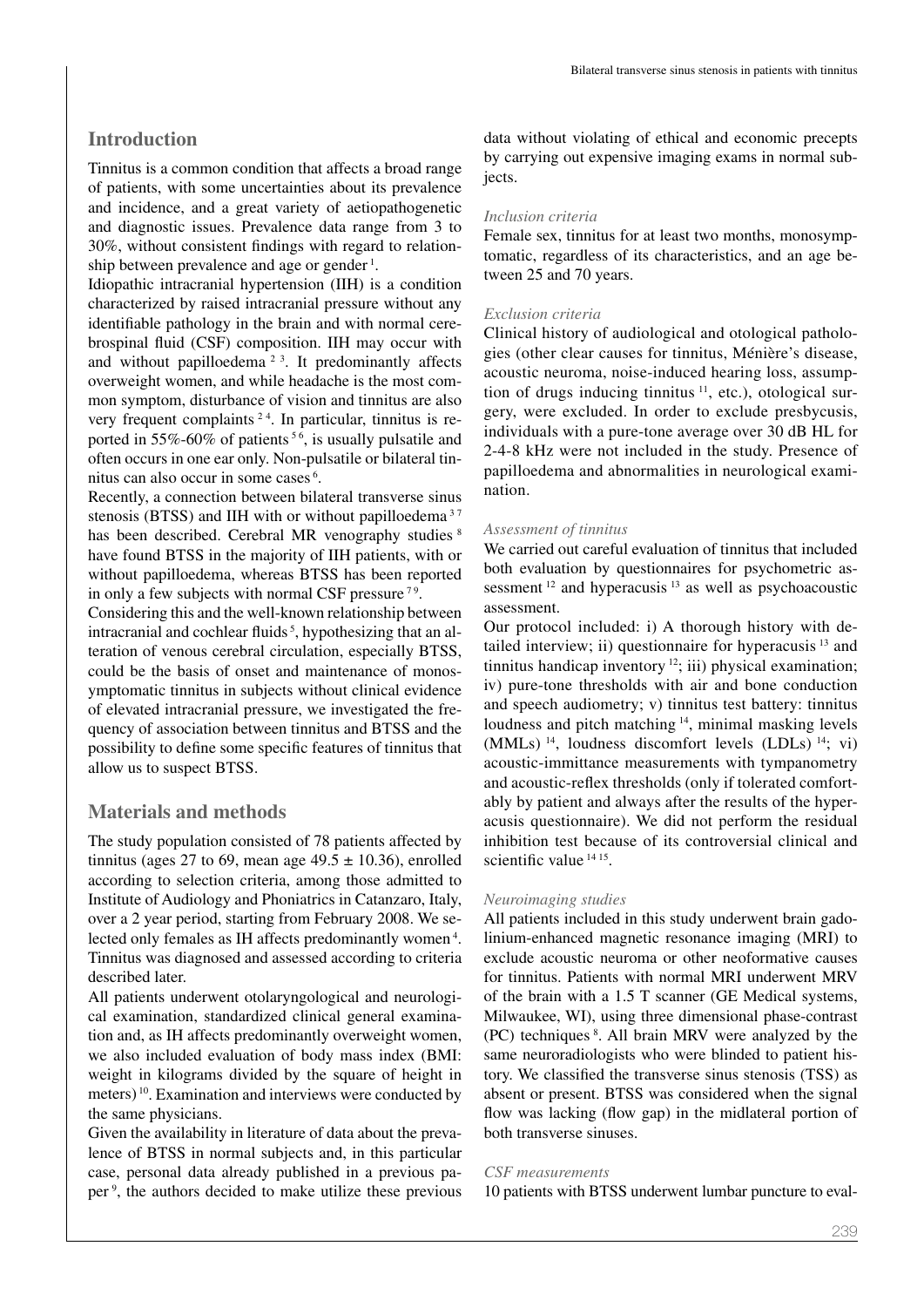## Introduction

Tinnitus is a common condition that affects a broad range of patients, with some uncertainties about its prevalence and incidence, and a great variety of aetiopathogenetic and diagnostic issues. Prevalence data range from 3 to 30%, without consistent findings with regard to relationship between prevalence and age or gender [1].

Idiopathic intracranial hypertension (IIH) is a condition characterized by raised intracranial pressure without any identifiable pathology in the brain and with normal cerebrospinal fluid (CSF) composition. IIH may occur with and without papilloedema [2 3]. It predominantly affects overweight women, and while headache is the most common symptom, disturbance of vision and tinnitus are also very frequent complaints [2 4]. In particular, tinnitus is reported in 55%-60% of patients [5 6], is usually pulsatile and often occurs in one ear only. Non-pulsatile or bilateral tinnitus can also occur in some cases [6].

Recently, a connection between bilateral transverse sinus stenosis (BTSS) and IIH with or without papilloedema [3 7] has been described. Cerebral MR venography studies [8] have found BTSS in the majority of IIH patients, with or without papilloedema, whereas BTSS has been reported in only a few subjects with normal CSF pressure [7 9].

Considering this and the well-known relationship between intracranial and cochlear fluids [5], hypothesizing that an alteration of venous cerebral circulation, especially BTSS, could be the basis of onset and maintenance of monosymptomatic tinnitus in subjects without clinical evidence of elevated intracranial pressure, we investigated the frequency of association between tinnitus and BTSS and the possibility to define some specific features of tinnitus that allow us to suspect BTSS.

## Materials and methods

The study population consisted of 78 patients affected by tinnitus (ages 27 to 69, mean age 49.5 ± 10.36), enrolled according to selection criteria, among those admitted to Institute of Audiology and Phoniatrics in Catanzaro, Italy, over a 2 year period, starting from February 2008. We selected only females as IH affects predominantly women [4]. Tinnitus was diagnosed and assessed according to criteria described later.

All patients underwent otolaryngological and neurological examination, standardized clinical general examination and, as IH affects predominantly overweight women, we also included evaluation of body mass index (BMI: weight in kilograms divided by the square of height in meters) [10]. Examination and interviews were conducted by the same physicians.

Given the availability in literature of data about the prevalence of BTSS in normal subjects and, in this particular case, personal data already published in a previous paper [9], the authors decided to make utilize these previous data without violating of ethical and economic precepts by carrying out expensive imaging exams in normal subjects.

### *Inclusion criteria*

Female sex, tinnitus for at least two months, monosymptomatic, regardless of its characteristics, and an age between 25 and 70 years.

### *Exclusion criteria*

Clinical history of audiological and otological pathologies (other clear causes for tinnitus, Ménière's disease, acoustic neuroma, noise-induced hearing loss, assumption of drugs inducing tinnitus [11], etc.), otological surgery, were excluded. In order to exclude presbycusis, individuals with a pure-tone average over 30 dB HL for 2-4-8 kHz were not included in the study. Presence of papilloedema and abnormalities in neurological examination.

### *Assessment of tinnitus*

We carried out careful evaluation of tinnitus that included both evaluation by questionnaires for psychometric assessment [12] and hyperacusis [13] as well as psychoacoustic assessment.

Our protocol included: i) A thorough history with detailed interview; ii) questionnaire for hyperacusis [13] and tinnitus handicap inventory [12]; iii) physical examination; iv) pure-tone thresholds with air and bone conduction and speech audiometry; v) tinnitus test battery: tinnitus loudness and pitch matching [14], minimal masking levels (MMLs) [14], loudness discomfort levels (LDLs) [14]; vi) acoustic-immittance measurements with tympanometry and acoustic-reflex thresholds (only if tolerated comfortably by patient and always after the results of the hyperacusis questionnaire). We did not perform the residual inhibition test because of its controversial clinical and scientific value [14 15].

### *Neuroimaging studies*

All patients included in this study underwent brain gadolinium-enhanced magnetic resonance imaging (MRI) to exclude acoustic neuroma or other neoformative causes for tinnitus. Patients with normal MRI underwent MRV of the brain with a 1.5 T scanner (GE Medical systems, Milwaukee, WI), using three dimensional phase-contrast (PC) techniques [8]. All brain MRV were analyzed by the same neuroradiologists who were blinded to patient history. We classified the transverse sinus stenosis (TSS) as absent or present. BTSS was considered when the signal flow was lacking (flow gap) in the midlateral portion of both transverse sinuses.

### *CSF measurements*

10 patients with BTSS underwent lumbar puncture to eval-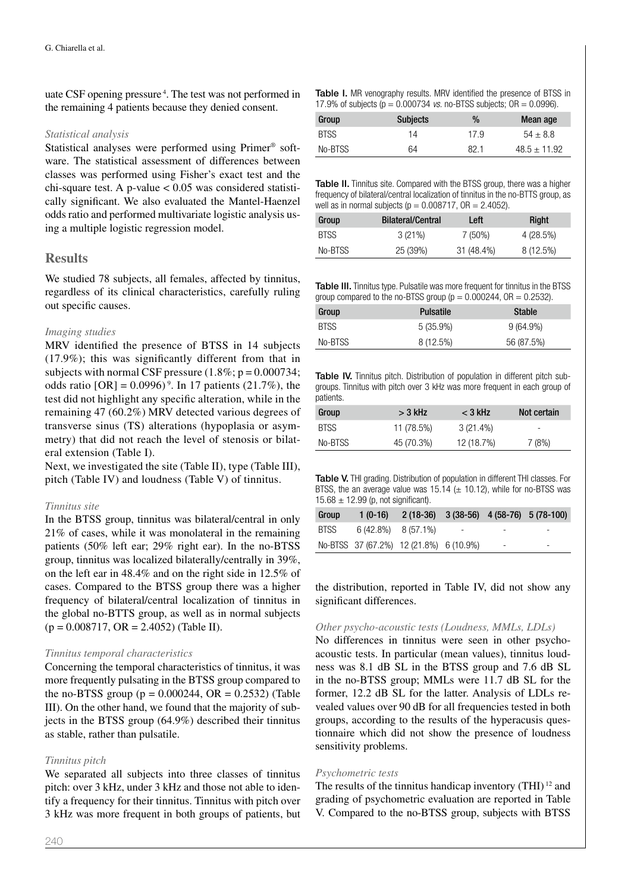uate CSF opening pressure [4]. The test was not performed in the remaining 4 patients because they denied consent.

### *Statistical analysis*

Statistical analyses were performed using Primer® software. The statistical assessment of differences between classes was performed using Fisher's exact test and the chi-square test. A p-value < 0.05 was considered statistically significant. We also evaluated the Mantel-Haenzel odds ratio and performed multivariate logistic analysis using a multiple logistic regression model.

## Results

We studied 78 subjects, all females, affected by tinnitus, regardless of its clinical characteristics, carefully ruling out specific causes.

### *Imaging studies*

MRV identified the presence of BTSS in 14 subjects (17.9%); this was significantly different from that in subjects with normal CSF pressure (1.8%; p = 0.000734; odds ratio [OR] = 0.0996) [9]. In 17 patients (21.7%), the test did not highlight any specific alteration, while in the remaining 47 (60.2%) MRV detected various degrees of transverse sinus (TS) alterations (hypoplasia or asymmetry) that did not reach the level of stenosis or bilateral extension (Table I).

Next, we investigated the site (Table II), type (Table III), pitch (Table IV) and loudness (Table V) of tinnitus.

### *Tinnitus site*

In the BTSS group, tinnitus was bilateral/central in only 21% of cases, while it was monolateral in the remaining patients (50% left ear; 29% right ear). In the no-BTSS group, tinnitus was localized bilaterally/centrally in 39%, on the left ear in 48.4% and on the right side in 12.5% of cases. Compared to the BTSS group there was a higher frequency of bilateral/central localization of tinnitus in the global no-BTTS group, as well as in normal subjects (p = 0.008717, OR = 2.4052) (Table II).

### *Tinnitus temporal characteristics*

Concerning the temporal characteristics of tinnitus, it was more frequently pulsating in the BTSS group compared to the no-BTSS group (p = 0.000244, OR = 0.2532) (Table III). On the other hand, we found that the majority of subjects in the BTSS group (64.9%) described their tinnitus as stable, rather than pulsatile.

### *Tinnitus pitch*

We separated all subjects into three classes of tinnitus pitch: over 3 kHz, under 3 kHz and those not able to identify a frequency for their tinnitus. Tinnitus with pitch over 3 kHz was more frequent in both groups of patients, but the distribution, reported in Table IV, did not show any significant differences.

### *Other psycho-acoustic tests (Loudness, MMLs, LDLs)*

No differences in tinnitus were seen in other psychoacoustic tests. In particular (mean values), tinnitus loudness was 8.1 dB SL in the BTSS group and 7.6 dB SL in the no-BTSS group; MMLs were 11.7 dB SL for the former, 12.2 dB SL for the latter. Analysis of LDLs revealed values over 90 dB for all frequencies tested in both groups, according to the results of the hyperacusis questionnaire which did not show the presence of loudness sensitivity problems.

### *Psychometric tests*

The results of the tinnitus handicap inventory (THI) [12] and grading of psychometric evaluation are reported in Table V. Compared to the no-BTSS group, subjects with BTSS

**Table I.** MR venography results. MRV identified the presence of BTSS in 17.9% of subjects (p = 0.000734 *vs.* no-BTSS subjects; OR = 0.0996).

| Group | Subjects | % | Mean age |
|---|---|---|---|
| BTSS | 14 | 17.9 | 54 ± 8.8 |
| No-BTSS | 64 | 82.1 | 48.5 ± 11.92 |

**Table II.** Tinnitus site. Compared with the BTSS group, there was a higher frequency of bilateral/central localization of tinnitus in the no-BTTS group, as well as in normal subjects (p = 0.008717, OR = 2.4052).

| Group | Bilateral/Central | Left | Right |
|---|---|---|---|
| BTSS | 3 (21%) | 7 (50%) | 4 (28.5%) |
| No-BTSS | 25 (39%) | 31 (48.4%) | 8 (12.5%) |

**Table III.** Tinnitus type. Pulsatile was more frequent for tinnitus in the BTSS group compared to the no-BTSS group (p = 0.000244, OR = 0.2532).

| Group | Pulsatile | Stable |
|---|---|---|
| BTSS | 5 (35.9%) | 9 (64.9%) |
| No-BTSS | 8 (12.5%) | 56 (87.5%) |

**Table IV.** Tinnitus pitch. Distribution of population in different pitch subgroups. Tinnitus with pitch over 3 kHz was more frequent in each group of patients.

| Group | > 3 kHz | < 3 kHz | Not certain |
|---|---|---|---|
| BTSS | 11 (78.5%) | 3 (21.4%) | - |
| No-BTSS | 45 (70.3%) | 12 (18.7%) | 7 (8%) |

**Table V.** THI grading. Distribution of population in different THI classes. For BTSS, the an average value was 15.14 (± 10.12), while for no-BTSS was 15.68 ± 12.99 (p, not significant).

| Group | 1 (0-16) | 2 (18-36) | 3 (38-56) | 4 (58-76) | 5 (78-100) |
|---|---|---|---|---|---|
| BTSS | 6 (42.8%) | 8 (57.1%) | - | - | - |
| No-BTSS | 37 (67.2%) | 12 (21.8%) | 6 (10.9%) | - | - |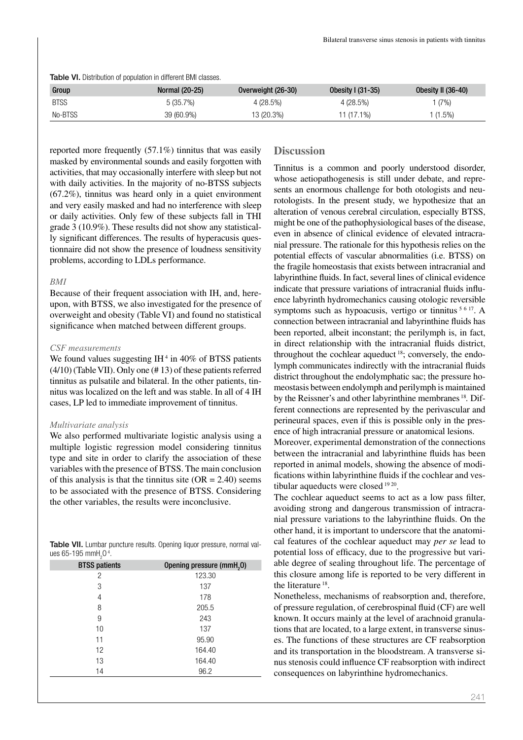Table VI. Distribution of population in different BMI classes.

| Group | Normal (20-25) | Overweight (26-30) | Obesity I (31-35) | Obesity II (36-40) |
|---|---|---|---|---|
| BTSS | 5 (35.7%) | 4 (28.5%) | 4 (28.5%) | 1 (7%) |
| No-BTSS | 39 (60.9%) | 13 (20.3%) | 11 (17.1%) | 1 (1.5%) |

reported more frequently (57.1%) tinnitus that was easily masked by environmental sounds and easily forgotten with activities, that may occasionally interfere with sleep but not with daily activities. In the majority of no-BTSS subjects (67.2%), tinnitus was heard only in a quiet environment and very easily masked and had no interference with sleep or daily activities. Only few of these subjects fall in THI grade 3 (10.9%). These results did not show any statistically significant differences. The results of hyperacusis questionnaire did not show the presence of loudness sensitivity problems, according to LDLs performance.

*BMI*

Because of their frequent association with IH, and, hereupon, with BTSS, we also investigated for the presence of overweight and obesity (Table VI) and found no statistical significance when matched between different groups.

*CSF measurements*

We found values suggesting IH [4] in 40% of BTSS patients (4/10) (Table VII). Only one (# 13) of these patients referred tinnitus as pulsatile and bilateral. In the other patients, tinnitus was localized on the left and was stable. In all of 4 IH cases, LP led to immediate improvement of tinnitus.

*Multivariate analysis*

We also performed multivariate logistic analysis using a multiple logistic regression model considering tinnitus type and site in order to clarify the association of these variables with the presence of BTSS. The main conclusion of this analysis is that the tinnitus site (OR = 2.40) seems to be associated with the presence of BTSS. Considering the other variables, the results were inconclusive.

Table VII. Lumbar puncture results. Opening liquor pressure, normal values 65-195 mm$H_2O$ [4].

| BTSS patients | Opening pressure (mm$H_2O$) |
|---|---|
| 2 | 123.30 |
| 3 | 137 |
| 4 | 178 |
| 8 | 205.5 |
| 9 | 243 |
| 10 | 137 |
| 11 | 95.90 |
| 12 | 164.40 |
| 13 | 164.40 |
| 14 | 96.2 |

## Discussion

Tinnitus is a common and poorly understood disorder, whose aetiopathogenesis is still under debate, and represents an enormous challenge for both otologists and neurotologists. In the present study, we hypothesize that an alteration of venous cerebral circulation, especially BTSS, might be one of the pathophysiological bases of the disease, even in absence of clinical evidence of elevated intracranial pressure. The rationale for this hypothesis relies on the potential effects of vascular abnormalities (i.e. BTSS) on the fragile homeostasis that exists between intracranial and labyrinthine fluids. In fact, several lines of clinical evidence indicate that pressure variations of intracranial fluids influence labyrinth hydromechanics causing otologic reversible symptoms such as hypoacusis, vertigo or tinnitus [5 6 17]. A connection between intracranial and labyrinthine fluids has been reported, albeit inconstant; the perilymph is, in fact, in direct relationship with the intracranial fluids district, throughout the cochlear aqueduct [18]; conversely, the endolymph communicates indirectly with the intracranial fluids district throughout the endolymphatic sac; the pressure homeostasis between endolymph and perilymph is maintained by the Reissner's and other labyrinthine membranes [18]. Different connections are represented by the perivascular and perineural spaces, even if this is possible only in the presence of high intracranial pressure or anatomical lesions.

Moreover, experimental demonstration of the connections between the intracranial and labyrinthine fluids has been reported in animal models, showing the absence of modifications within labyrinthine fluids if the cochlear and vestibular aqueducts were closed [19 20].

The cochlear aqueduct seems to act as a low pass filter, avoiding strong and dangerous transmission of intracranial pressure variations to the labyrinthine fluids. On the other hand, it is important to underscore that the anatomical features of the cochlear aqueduct may *per se* lead to potential loss of efficacy, due to the progressive but variable degree of sealing throughout life. The percentage of this closure among life is reported to be very different in the literature [18].

Nonetheless, mechanisms of reabsorption and, therefore, of pressure regulation, of cerebrospinal fluid (CF) are well known. It occurs mainly at the level of arachnoid granulations that are located, to a large extent, in transverse sinuses. The functions of these structures are CF reabsorption and its transportation in the bloodstream. A transverse sinus stenosis could influence CF reabsorption with indirect consequences on labyrinthine hydromechanics.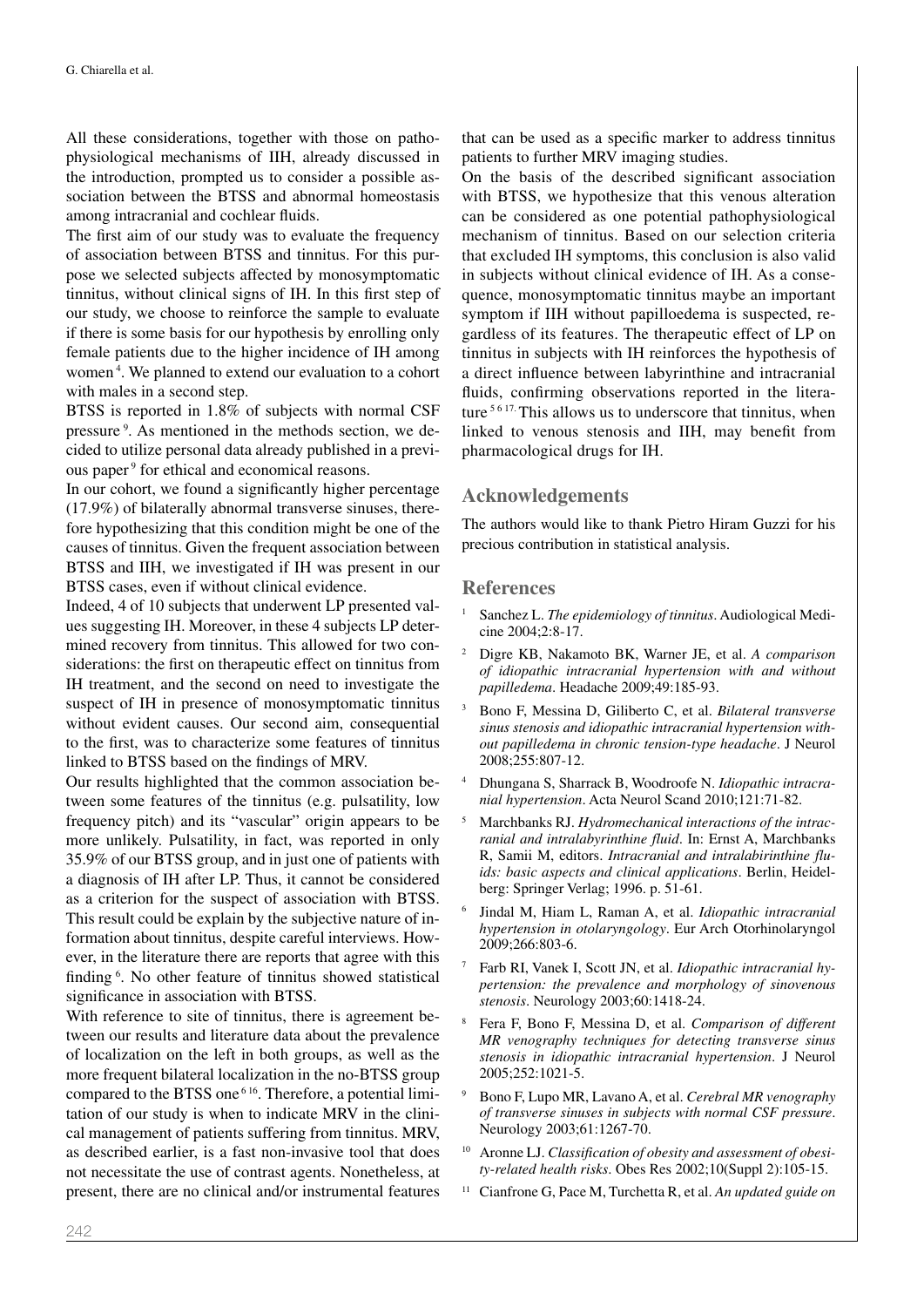All these considerations, together with those on pathophysiological mechanisms of IIH, already discussed in the introduction, prompted us to consider a possible association between the BTSS and abnormal homeostasis among intracranial and cochlear fluids.

The first aim of our study was to evaluate the frequency of association between BTSS and tinnitus. For this purpose we selected subjects affected by monosymptomatic tinnitus, without clinical signs of IH. In this first step of our study, we choose to reinforce the sample to evaluate if there is some basis for our hypothesis by enrolling only female patients due to the higher incidence of IH among women [4]. We planned to extend our evaluation to a cohort with males in a second step.

BTSS is reported in 1.8% of subjects with normal CSF pressure [9]. As mentioned in the methods section, we decided to utilize personal data already published in a previous paper [9] for ethical and economical reasons.

In our cohort, we found a significantly higher percentage (17.9%) of bilaterally abnormal transverse sinuses, therefore hypothesizing that this condition might be one of the causes of tinnitus. Given the frequent association between BTSS and IIH, we investigated if IH was present in our BTSS cases, even if without clinical evidence.

Indeed, 4 of 10 subjects that underwent LP presented values suggesting IH. Moreover, in these 4 subjects LP determined recovery from tinnitus. This allowed for two considerations: the first on therapeutic effect on tinnitus from IH treatment, and the second on need to investigate the suspect of IH in presence of monosymptomatic tinnitus without evident causes. Our second aim, consequential to the first, was to characterize some features of tinnitus linked to BTSS based on the findings of MRV.

Our results highlighted that the common association between some features of the tinnitus (e.g. pulsatility, low frequency pitch) and its "vascular" origin appears to be more unlikely. Pulsatility, in fact, was reported in only 35.9% of our BTSS group, and in just one of patients with a diagnosis of IH after LP. Thus, it cannot be considered as a criterion for the suspect of association with BTSS. This result could be explain by the subjective nature of information about tinnitus, despite careful interviews. However, in the literature there are reports that agree with this finding [6]. No other feature of tinnitus showed statistical significance in association with BTSS.

With reference to site of tinnitus, there is agreement between our results and literature data about the prevalence of localization on the left in both groups, as well as the more frequent bilateral localization in the no-BTSS group compared to the BTSS one [6,16]. Therefore, a potential limitation of our study is when to indicate MRV in the clinical management of patients suffering from tinnitus. MRV, as described earlier, is a fast non-invasive tool that does not necessitate the use of contrast agents. Nonetheless, at present, there are no clinical and/or instrumental features that can be used as a specific marker to address tinnitus patients to further MRV imaging studies.

On the basis of the described significant association with BTSS, we hypothesize that this venous alteration can be considered as one potential pathophysiological mechanism of tinnitus. Based on our selection criteria that excluded IH symptoms, this conclusion is also valid in subjects without clinical evidence of IH. As a consequence, monosymptomatic tinnitus maybe an important symptom if IIH without papilloedema is suspected, regardless of its features. The therapeutic effect of LP on tinnitus in subjects with IH reinforces the hypothesis of a direct influence between labyrinthine and intracranial fluids, confirming observations reported in the literature [5,6,17]. This allows us to underscore that tinnitus, when linked to venous stenosis and IIH, may benefit from pharmacological drugs for IH.

## Acknowledgements

The authors would like to thank Pietro Hiram Guzzi for his precious contribution in statistical analysis.

## References

1. Sanchez L. *The epidemiology of tinnitus*. Audiological Medicine 2004;2:8-17.
2. Digre KB, Nakamoto BK, Warner JE, et al. *A comparison of idiopathic intracranial hypertension with and without papilledema*. Headache 2009;49:185-93.
3. Bono F, Messina D, Giliberto C, et al. *Bilateral transverse sinus stenosis and idiopathic intracranial hypertension without papilledema in chronic tension-type headache*. J Neurol 2008;255:807-12.
4. Dhungana S, Sharrack B, Woodroofe N. *Idiopathic intracranial hypertension*. Acta Neurol Scand 2010;121:71-82.
5. Marchbanks RJ. *Hydromechanical interactions of the intracranial and intralabyrinthine fluid*. In: Ernst A, Marchbanks R, Samii M, editors. *Intracranial and intralabirinthine fluids: basic aspects and clinical applications*. Berlin, Heidelberg: Springer Verlag; 1996. p. 51-61.
6. Jindal M, Hiam L, Raman A, et al. *Idiopathic intracranial hypertension in otolaryngology*. Eur Arch Otorhinolaryngol 2009;266:803-6.
7. Farb RI, Vanek I, Scott JN, et al. *Idiopathic intracranial hypertension: the prevalence and morphology of sinovenous stenosis*. Neurology 2003;60:1418-24.
8. Fera F, Bono F, Messina D, et al. *Comparison of different MR venography techniques for detecting transverse sinus stenosis in idiopathic intracranial hypertension*. J Neurol 2005;252:1021-5.
9. Bono F, Lupo MR, Lavano A, et al. *Cerebral MR venography of transverse sinuses in subjects with normal CSF pressure*. Neurology 2003;61:1267-70.
10. Aronne LJ. *Classification of obesity and assessment of obesity-related health risks*. Obes Res 2002;10(Suppl 2):105-15.
11. Cianfrone G, Pace M, Turchetta R, et al. *An updated guide on*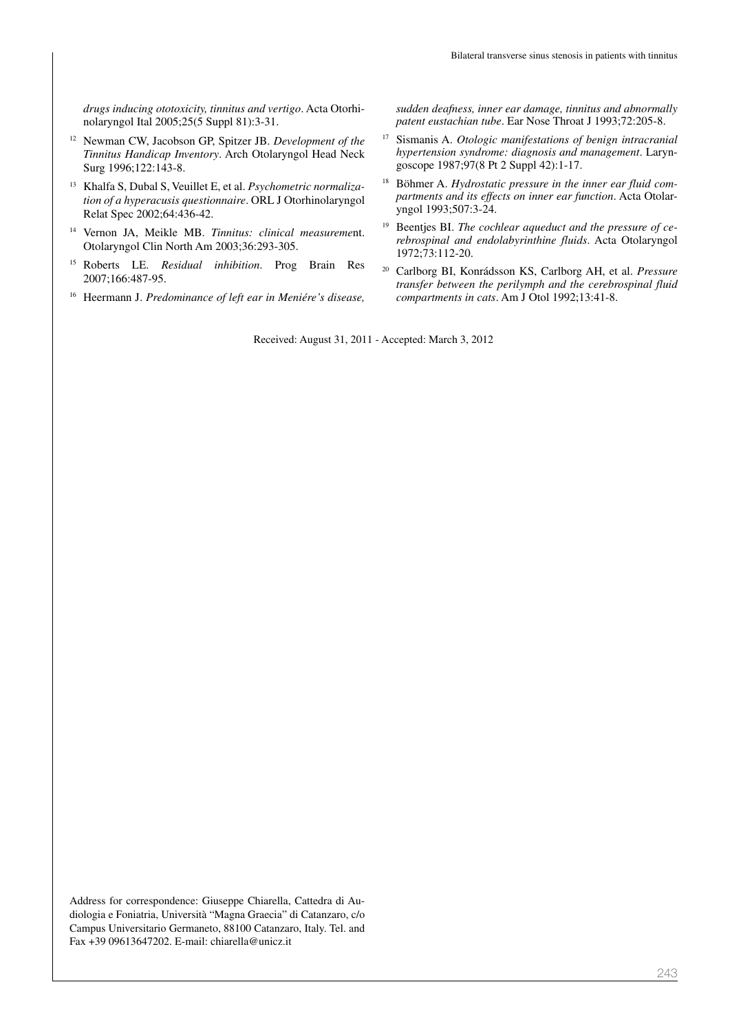*drugs inducing ototoxicity, tinnitus and vertigo*. Acta Otorhinolaryngol Ital 2005;25(5 Suppl 81):3-31.

12. Newman CW, Jacobson GP, Spitzer JB. *Development of the Tinnitus Handicap Inventory*. Arch Otolaryngol Head Neck Surg 1996;122:143-8.
13. Khalfa S, Dubal S, Veuillet E, et al. *Psychometric normalization of a hyperacusis questionnaire*. ORL J Otorhinolaryngol Relat Spec 2002;64:436-42.
14. Vernon JA, Meikle MB. *Tinnitus: clinical measurement*. Otolaryngol Clin North Am 2003;36:293-305.
15. Roberts LE. *Residual inhibition*. Prog Brain Res 2007;166:487-95.
16. Heermann J. *Predominance of left ear in Meniére's disease, sudden deafness, inner ear damage, tinnitus and abnormally patent eustachian tube*. Ear Nose Throat J 1993;72:205-8.
17. Sismanis A. *Otologic manifestations of benign intracranial hypertension syndrome: diagnosis and management*. Laryngoscope 1987;97(8 Pt 2 Suppl 42):1-17.
18. Böhmer A. *Hydrostatic pressure in the inner ear fluid compartments and its effects on inner ear function*. Acta Otolaryngol 1993;507:3-24.
19. Beentjes BI. *The cochlear aqueduct and the pressure of cerebrospinal and endolabyrinthine fluids*. Acta Otolaryngol 1972;73:112-20.
20. Carlborg BI, Konrádsson KS, Carlborg AH, et al. *Pressure transfer between the perilymph and the cerebrospinal fluid compartments in cats*. Am J Otol 1992;13:41-8.

Received: August 31, 2011 - Accepted: March 3, 2012

Address for correspondence: Giuseppe Chiarella, Cattedra di Audiologia e Foniatria, Università "Magna Graecia" di Catanzaro, c/o Campus Universitario Germaneto, 88100 Catanzaro, Italy. Tel. and Fax +39 09613647202. E-mail: chiarella@unicz.it